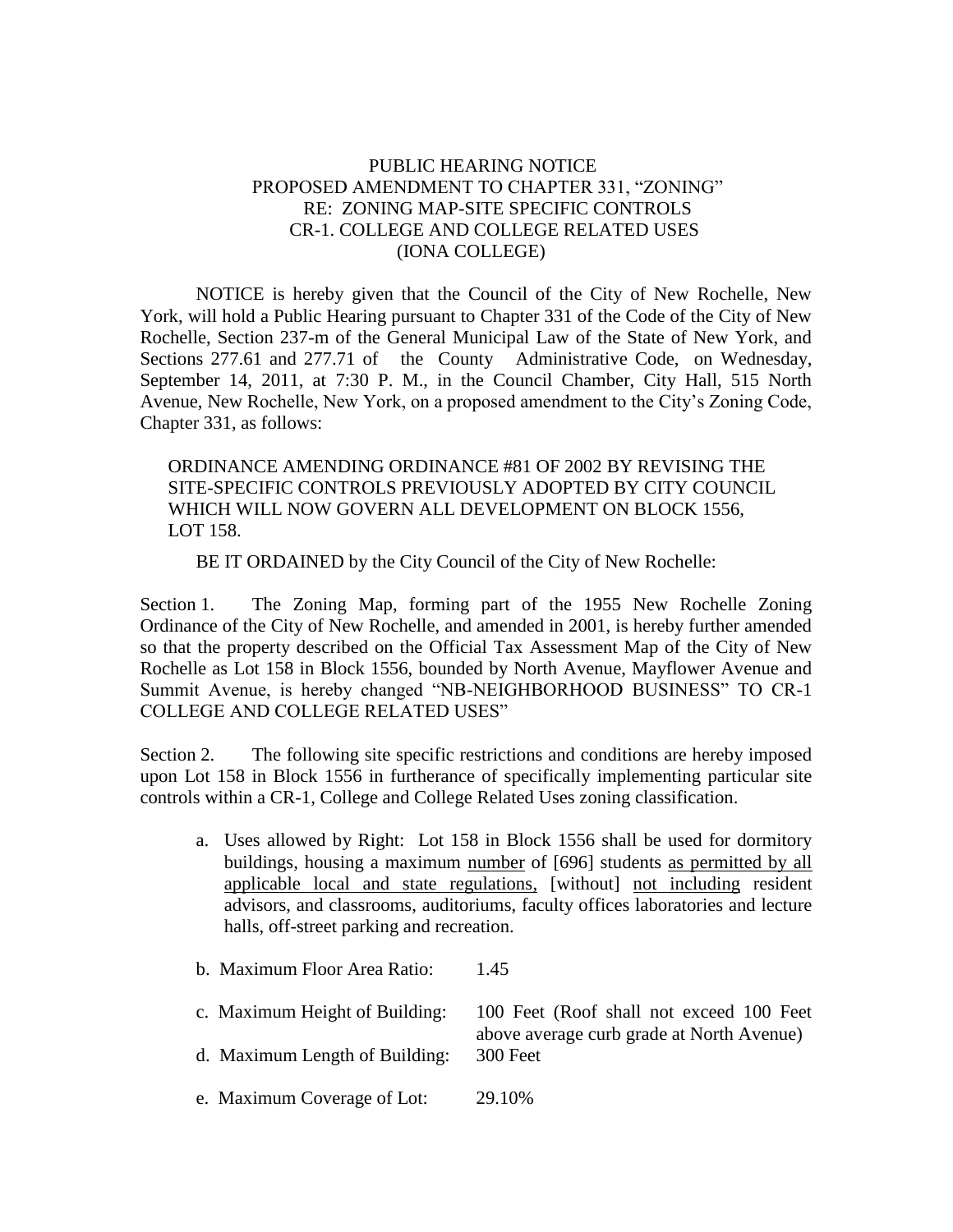# PUBLIC HEARING NOTICE
# PROPOSED AMENDMENT TO CHAPTER 331, "ZONING"
## RE: ZONING MAP-SITE SPECIFIC CONTROLS
## CR-1. COLLEGE AND COLLEGE RELATED USES
## (IONA COLLEGE)

NOTICE is hereby given that the Council of the City of New Rochelle, New York, will hold a Public Hearing pursuant to Chapter 331 of the Code of the City of New Rochelle, Section 237-m of the General Municipal Law of the State of New York, and Sections 277.61 and 277.71 of the County Administrative Code, on Wednesday, September 14, 2011, at 7:30 P. M., in the Council Chamber, City Hall, 515 North Avenue, New Rochelle, New York, on a proposed amendment to the City's Zoning Code, Chapter 331, as follows:

ORDINANCE AMENDING ORDINANCE #81 OF 2002 BY REVISING THE SITE-SPECIFIC CONTROLS PREVIOUSLY ADOPTED BY CITY COUNCIL WHICH WILL NOW GOVERN ALL DEVELOPMENT ON BLOCK 1556, LOT 158.

BE IT ORDAINED by the City Council of the City of New Rochelle:

Section 1. The Zoning Map, forming part of the 1955 New Rochelle Zoning Ordinance of the City of New Rochelle, and amended in 2001, is hereby further amended so that the property described on the Official Tax Assessment Map of the City of New Rochelle as Lot 158 in Block 1556, bounded by North Avenue, Mayflower Avenue and Summit Avenue, is hereby changed "NB-NEIGHBORHOOD BUSINESS" TO CR-1 COLLEGE AND COLLEGE RELATED USES"

Section 2. The following site specific restrictions and conditions are hereby imposed upon Lot 158 in Block 1556 in furtherance of specifically implementing particular site controls within a CR-1, College and College Related Uses zoning classification.

a. Uses allowed by Right: Lot 158 in Block 1556 shall be used for dormitory buildings, housing a maximum <u>number</u> of [696] students <u>as permitted by all applicable local and state regulations,</u> [without] <u>not including</u> resident advisors, and classrooms, auditoriums, faculty offices laboratories and lecture halls, off-street parking and recreation.

b. Maximum Floor Area Ratio: 1.45

c. Maximum Height of Building: 100 Feet (Roof shall not exceed 100 Feet above average curb grade at North Avenue)

d. Maximum Length of Building: 300 Feet

e. Maximum Coverage of Lot: 29.10%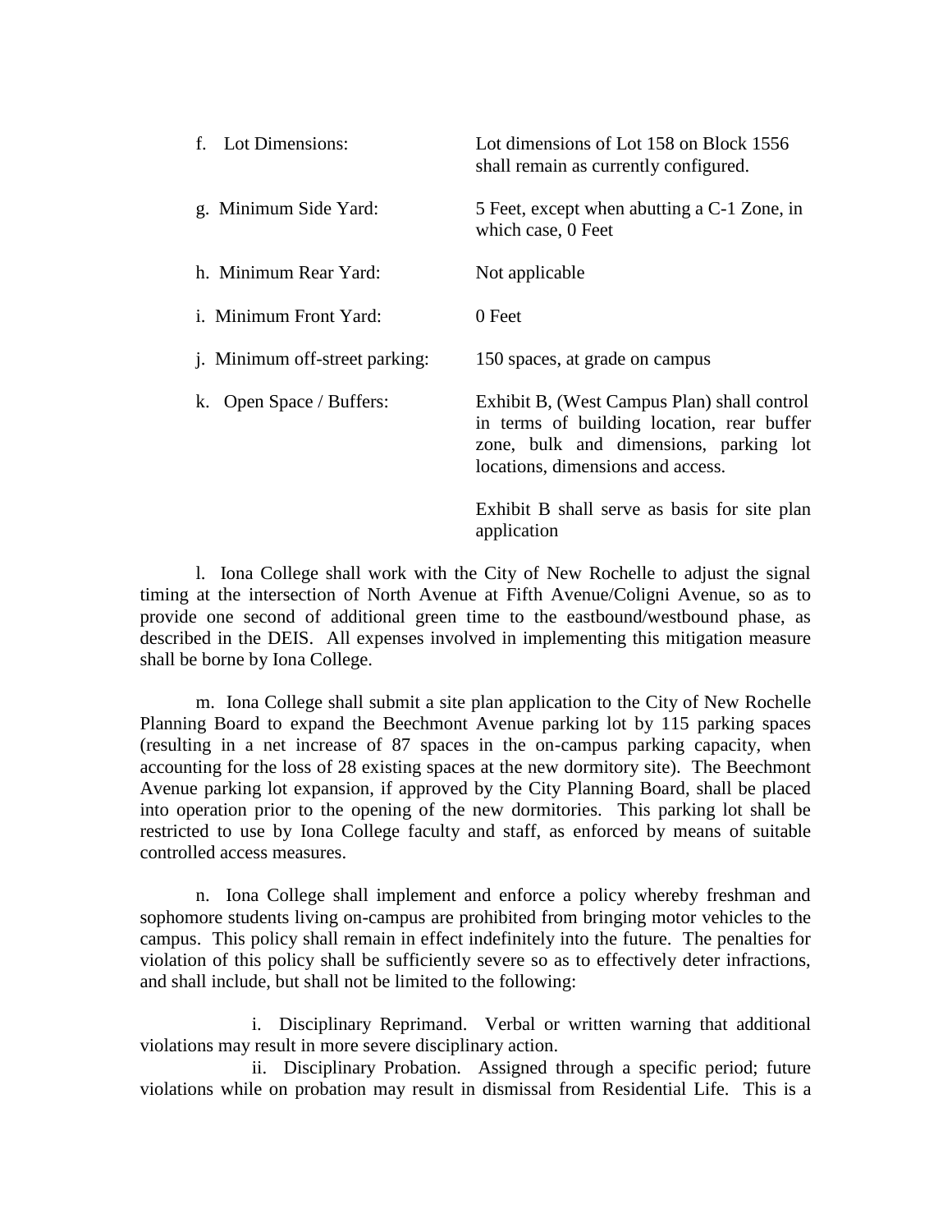| | |
|---|---|
| f. Lot Dimensions: | Lot dimensions of Lot 158 on Block 1556 shall remain as currently configured. |
| g. Minimum Side Yard: | 5 Feet, except when abutting a C-1 Zone, in which case, 0 Feet |
| h. Minimum Rear Yard: | Not applicable |
| i. Minimum Front Yard: | 0 Feet |
| j. Minimum off-street parking: | 150 spaces, at grade on campus |
| k. Open Space / Buffers: | Exhibit B, (West Campus Plan) shall control in terms of building location, rear buffer zone, bulk and dimensions, parking lot locations, dimensions and access.<br><br>Exhibit B shall serve as basis for site plan application |

l. Iona College shall work with the City of New Rochelle to adjust the signal timing at the intersection of North Avenue at Fifth Avenue/Coligni Avenue, so as to provide one second of additional green time to the eastbound/westbound phase, as described in the DEIS. All expenses involved in implementing this mitigation measure shall be borne by Iona College.

m. Iona College shall submit a site plan application to the City of New Rochelle Planning Board to expand the Beechmont Avenue parking lot by 115 parking spaces (resulting in a net increase of 87 spaces in the on-campus parking capacity, when accounting for the loss of 28 existing spaces at the new dormitory site). The Beechmont Avenue parking lot expansion, if approved by the City Planning Board, shall be placed into operation prior to the opening of the new dormitories. This parking lot shall be restricted to use by Iona College faculty and staff, as enforced by means of suitable controlled access measures.

n. Iona College shall implement and enforce a policy whereby freshman and sophomore students living on-campus are prohibited from bringing motor vehicles to the campus. This policy shall remain in effect indefinitely into the future. The penalties for violation of this policy shall be sufficiently severe so as to effectively deter infractions, and shall include, but shall not be limited to the following:

i. Disciplinary Reprimand. Verbal or written warning that additional violations may result in more severe disciplinary action.

ii. Disciplinary Probation. Assigned through a specific period; future violations while on probation may result in dismissal from Residential Life. This is a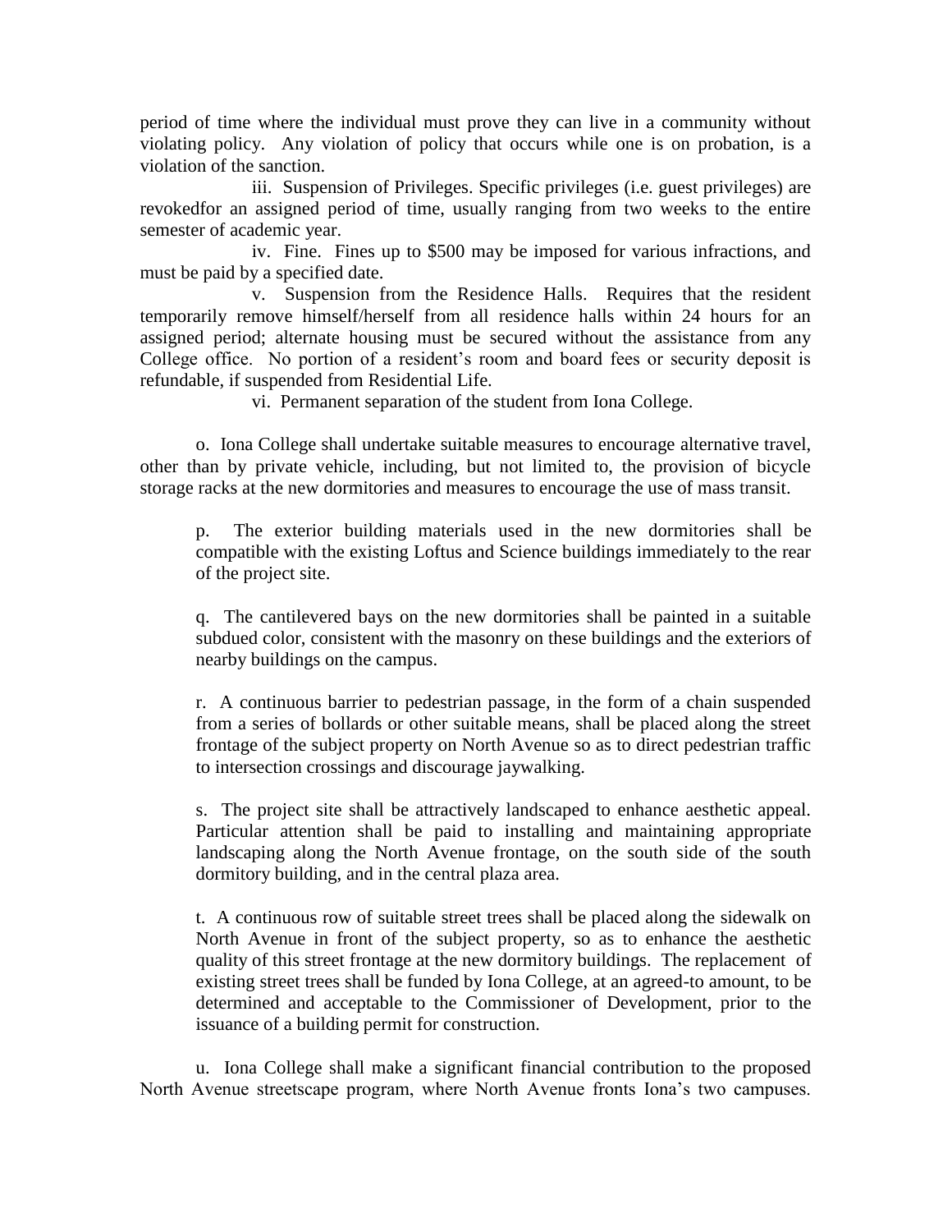period of time where the individual must prove they can live in a community without violating policy. Any violation of policy that occurs while one is on probation, is a violation of the sanction.

iii. Suspension of Privileges. Specific privileges (i.e. guest privileges) are revokedfor an assigned period of time, usually ranging from two weeks to the entire semester of academic year.

iv. Fine. Fines up to $500 may be imposed for various infractions, and must be paid by a specified date.

v. Suspension from the Residence Halls. Requires that the resident temporarily remove himself/herself from all residence halls within 24 hours for an assigned period; alternate housing must be secured without the assistance from any College office. No portion of a resident's room and board fees or security deposit is refundable, if suspended from Residential Life.

vi. Permanent separation of the student from Iona College.

o. Iona College shall undertake suitable measures to encourage alternative travel, other than by private vehicle, including, but not limited to, the provision of bicycle storage racks at the new dormitories and measures to encourage the use of mass transit.

p. The exterior building materials used in the new dormitories shall be compatible with the existing Loftus and Science buildings immediately to the rear of the project site.

q. The cantilevered bays on the new dormitories shall be painted in a suitable subdued color, consistent with the masonry on these buildings and the exteriors of nearby buildings on the campus.

r. A continuous barrier to pedestrian passage, in the form of a chain suspended from a series of bollards or other suitable means, shall be placed along the street frontage of the subject property on North Avenue so as to direct pedestrian traffic to intersection crossings and discourage jaywalking.

s. The project site shall be attractively landscaped to enhance aesthetic appeal. Particular attention shall be paid to installing and maintaining appropriate landscaping along the North Avenue frontage, on the south side of the south dormitory building, and in the central plaza area.

t. A continuous row of suitable street trees shall be placed along the sidewalk on North Avenue in front of the subject property, so as to enhance the aesthetic quality of this street frontage at the new dormitory buildings. The replacement of existing street trees shall be funded by Iona College, at an agreed-to amount, to be determined and acceptable to the Commissioner of Development, prior to the issuance of a building permit for construction.

u. Iona College shall make a significant financial contribution to the proposed North Avenue streetscape program, where North Avenue fronts Iona's two campuses.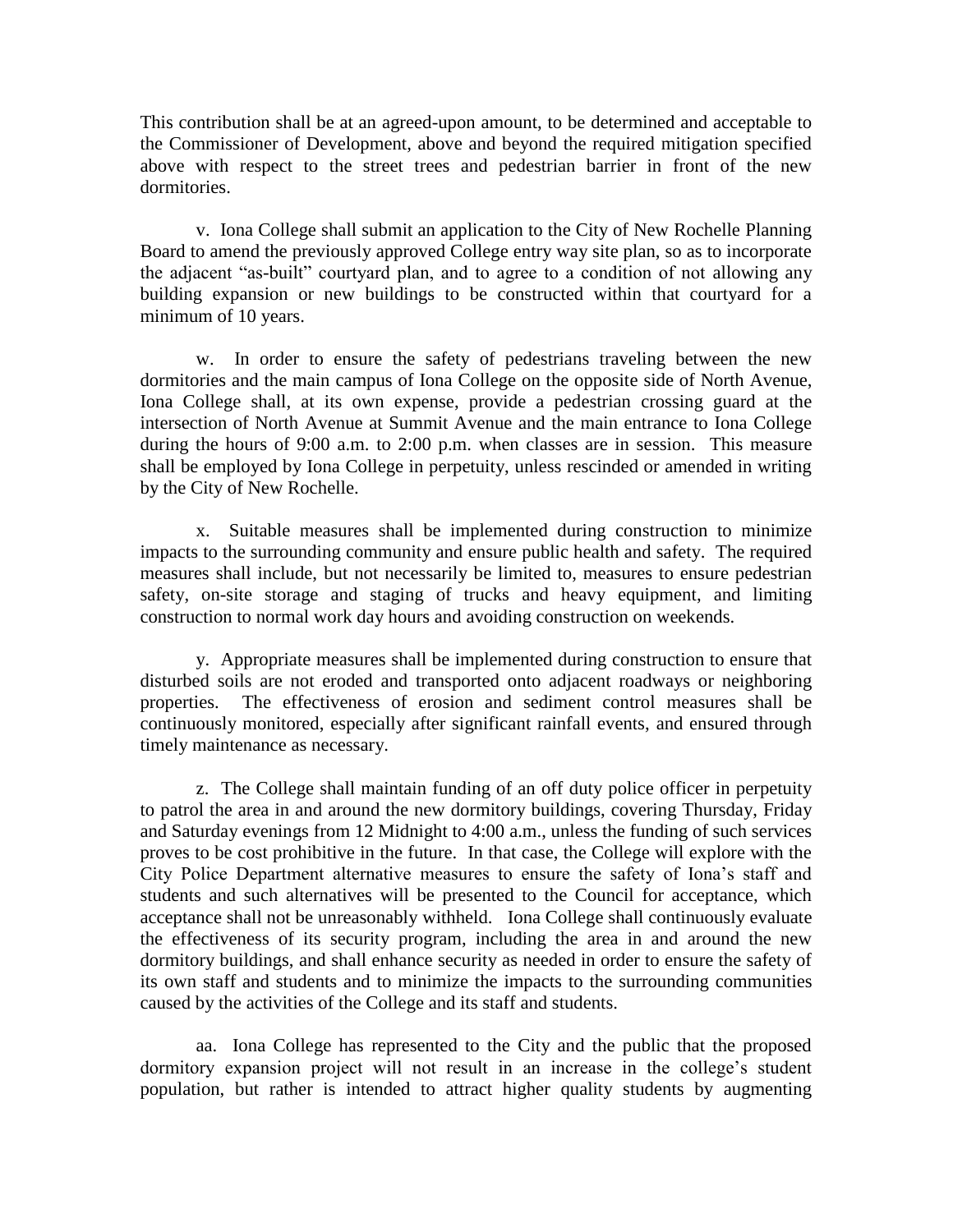This contribution shall be at an agreed-upon amount, to be determined and acceptable to the Commissioner of Development, above and beyond the required mitigation specified above with respect to the street trees and pedestrian barrier in front of the new dormitories.

v. Iona College shall submit an application to the City of New Rochelle Planning Board to amend the previously approved College entry way site plan, so as to incorporate the adjacent "as-built" courtyard plan, and to agree to a condition of not allowing any building expansion or new buildings to be constructed within that courtyard for a minimum of 10 years.

w. In order to ensure the safety of pedestrians traveling between the new dormitories and the main campus of Iona College on the opposite side of North Avenue, Iona College shall, at its own expense, provide a pedestrian crossing guard at the intersection of North Avenue at Summit Avenue and the main entrance to Iona College during the hours of 9:00 a.m. to 2:00 p.m. when classes are in session. This measure shall be employed by Iona College in perpetuity, unless rescinded or amended in writing by the City of New Rochelle.

x. Suitable measures shall be implemented during construction to minimize impacts to the surrounding community and ensure public health and safety. The required measures shall include, but not necessarily be limited to, measures to ensure pedestrian safety, on-site storage and staging of trucks and heavy equipment, and limiting construction to normal work day hours and avoiding construction on weekends.

y. Appropriate measures shall be implemented during construction to ensure that disturbed soils are not eroded and transported onto adjacent roadways or neighboring properties. The effectiveness of erosion and sediment control measures shall be continuously monitored, especially after significant rainfall events, and ensured through timely maintenance as necessary.

z. The College shall maintain funding of an off duty police officer in perpetuity to patrol the area in and around the new dormitory buildings, covering Thursday, Friday and Saturday evenings from 12 Midnight to 4:00 a.m., unless the funding of such services proves to be cost prohibitive in the future. In that case, the College will explore with the City Police Department alternative measures to ensure the safety of Iona's staff and students and such alternatives will be presented to the Council for acceptance, which acceptance shall not be unreasonably withheld. Iona College shall continuously evaluate the effectiveness of its security program, including the area in and around the new dormitory buildings, and shall enhance security as needed in order to ensure the safety of its own staff and students and to minimize the impacts to the surrounding communities caused by the activities of the College and its staff and students.

aa. Iona College has represented to the City and the public that the proposed dormitory expansion project will not result in an increase in the college's student population, but rather is intended to attract higher quality students by augmenting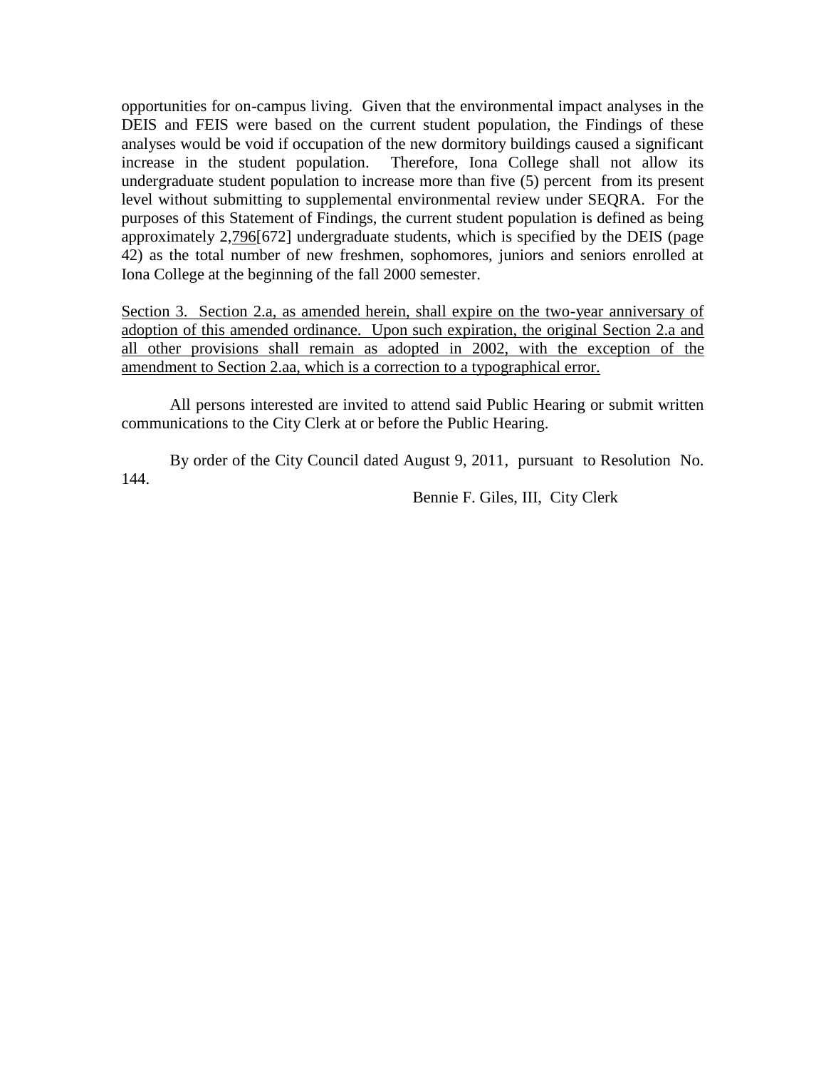opportunities for on-campus living. Given that the environmental impact analyses in the DEIS and FEIS were based on the current student population, the Findings of these analyses would be void if occupation of the new dormitory buildings caused a significant increase in the student population. Therefore, Iona College shall not allow its undergraduate student population to increase more than five (5) percent from its present level without submitting to supplemental environmental review under SEQRA. For the purposes of this Statement of Findings, the current student population is defined as being approximately 2,<u>796</u>[672] undergraduate students, which is specified by the DEIS (page 42) as the total number of new freshmen, sophomores, juniors and seniors enrolled at Iona College at the beginning of the fall 2000 semester.

<u>Section 3. Section 2.a, as amended herein, shall expire on the two-year anniversary of adoption of this amended ordinance. Upon such expiration, the original Section 2.a and all other provisions shall remain as adopted in 2002, with the exception of the amendment to Section 2.aa, which is a correction to a typographical error.</u>

All persons interested are invited to attend said Public Hearing or submit written communications to the City Clerk at or before the Public Hearing.

By order of the City Council dated August 9, 2011, pursuant to Resolution No. 144.

Bennie F. Giles, III, City Clerk